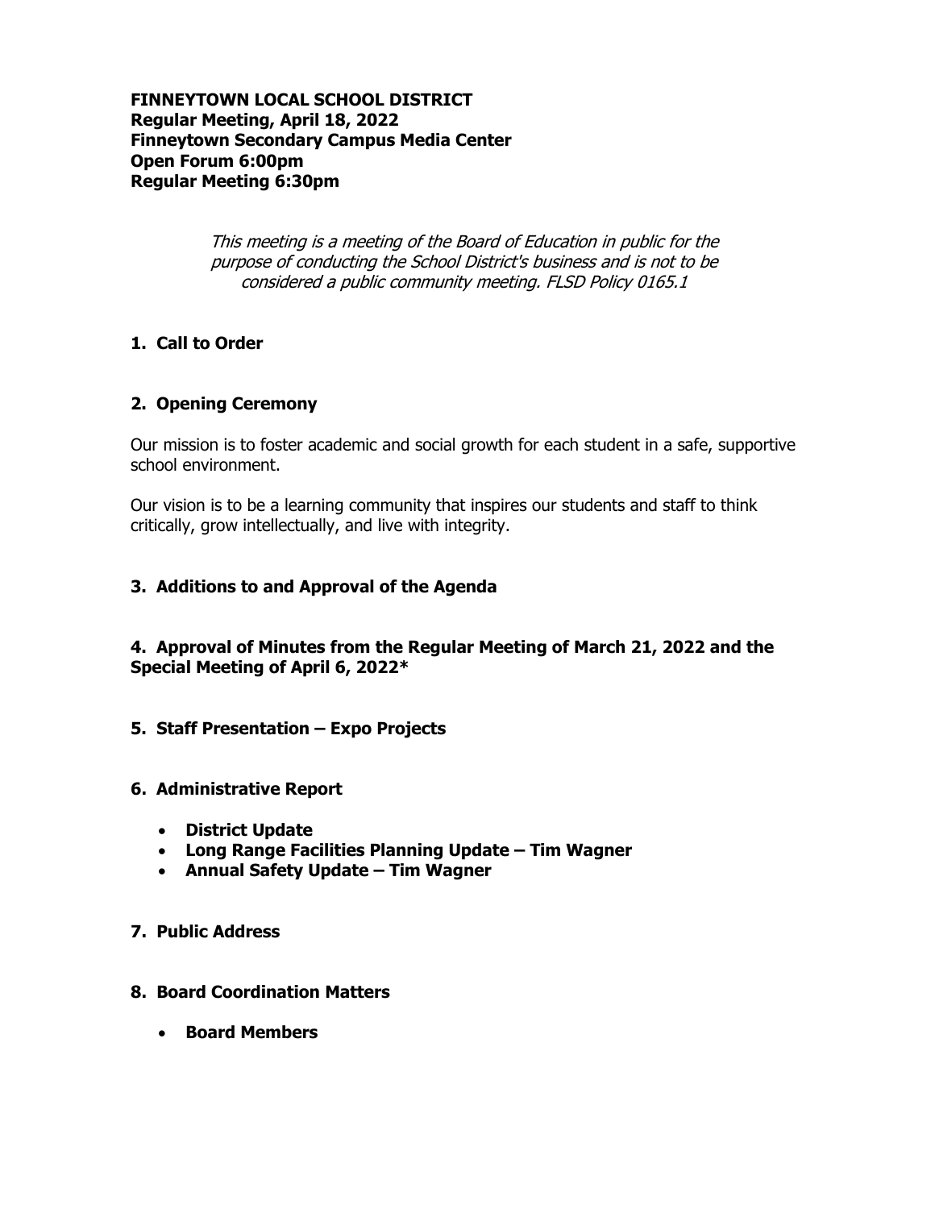**FINNEYTOWN LOCAL SCHOOL DISTRICT**
**Regular Meeting, April 18, 2022**
**Finneytown Secondary Campus Media Center**
**Open Forum 6:00pm**
**Regular Meeting 6:30pm**

*This meeting is a meeting of the Board of Education in public for the purpose of conducting the School District's business and is not to be considered a public community meeting. FLSD Policy 0165.1*

## 1. Call to Order

## 2. Opening Ceremony

Our mission is to foster academic and social growth for each student in a safe, supportive school environment.

Our vision is to be a learning community that inspires our students and staff to think critically, grow intellectually, and live with integrity.

## 3. Additions to and Approval of the Agenda

## 4. Approval of Minutes from the Regular Meeting of March 21, 2022 and the Special Meeting of April 6, 2022*

## 5. Staff Presentation – Expo Projects

## 6. Administrative Report

- **District Update**
- **Long Range Facilities Planning Update – Tim Wagner**
- **Annual Safety Update – Tim Wagner**

## 7. Public Address

## 8. Board Coordination Matters

- **Board Members**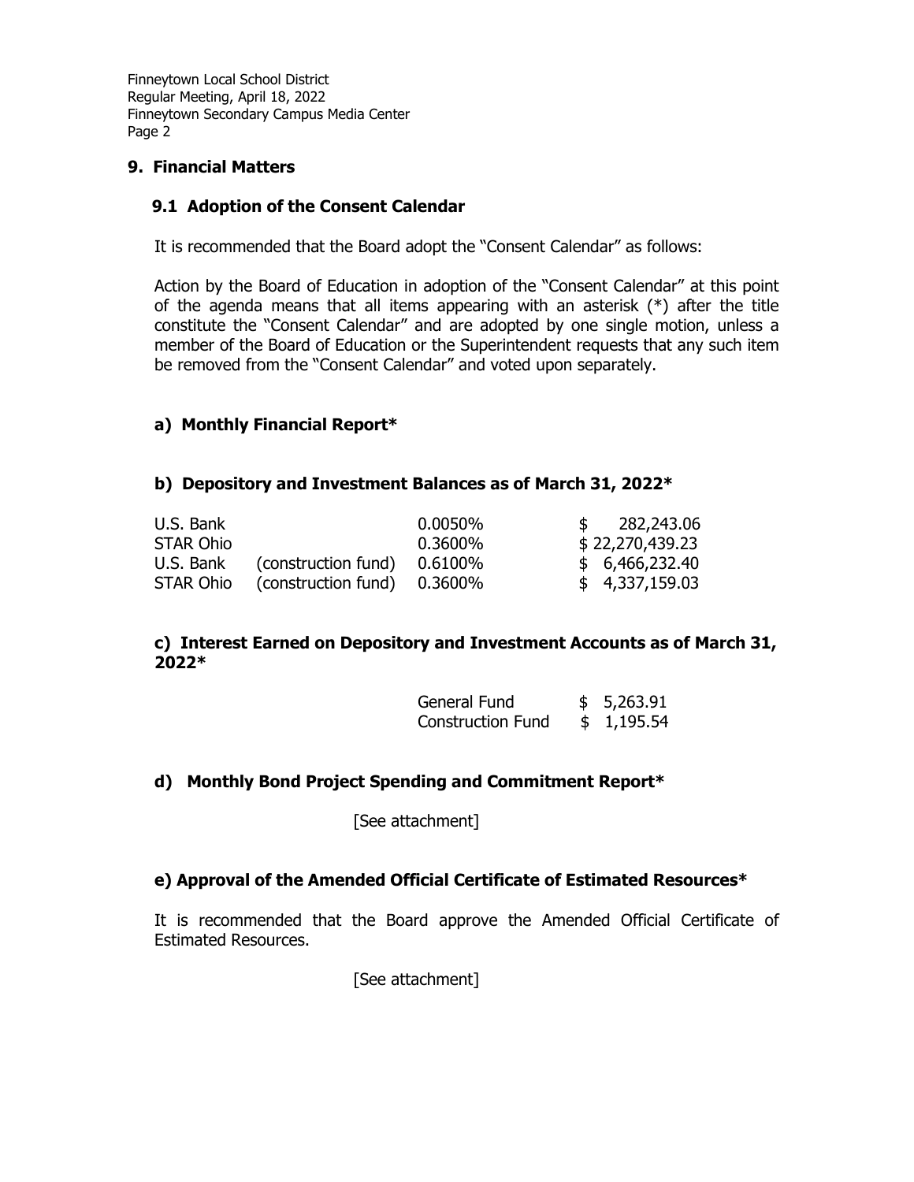## 9. Financial Matters

### 9.1 Adoption of the Consent Calendar

It is recommended that the Board adopt the "Consent Calendar" as follows:

Action by the Board of Education in adoption of the "Consent Calendar" at this point of the agenda means that all items appearing with an asterisk (*) after the title constitute the "Consent Calendar" and are adopted by one single motion, unless a member of the Board of Education or the Superintendent requests that any such item be removed from the "Consent Calendar" and voted upon separately.

### a) Monthly Financial Report*

### b) Depository and Investment Balances as of March 31, 2022*

| | | | |
|---|---|---|---|
| U.S. Bank | | 0.0050% | $ 282,243.06 |
| STAR Ohio | | 0.3600% | $ 22,270,439.23 |
| U.S. Bank | (construction fund) | 0.6100% | $ 6,466,232.40 |
| STAR Ohio | (construction fund) | 0.3600% | $ 4,337,159.03 |

### c) Interest Earned on Depository and Investment Accounts as of March 31, 2022*

| | |
|---|---|
| General Fund | $ 5,263.91 |
| Construction Fund | $ 1,195.54 |

### d) Monthly Bond Project Spending and Commitment Report*

[See attachment]

### e) Approval of the Amended Official Certificate of Estimated Resources*

It is recommended that the Board approve the Amended Official Certificate of Estimated Resources.

[See attachment]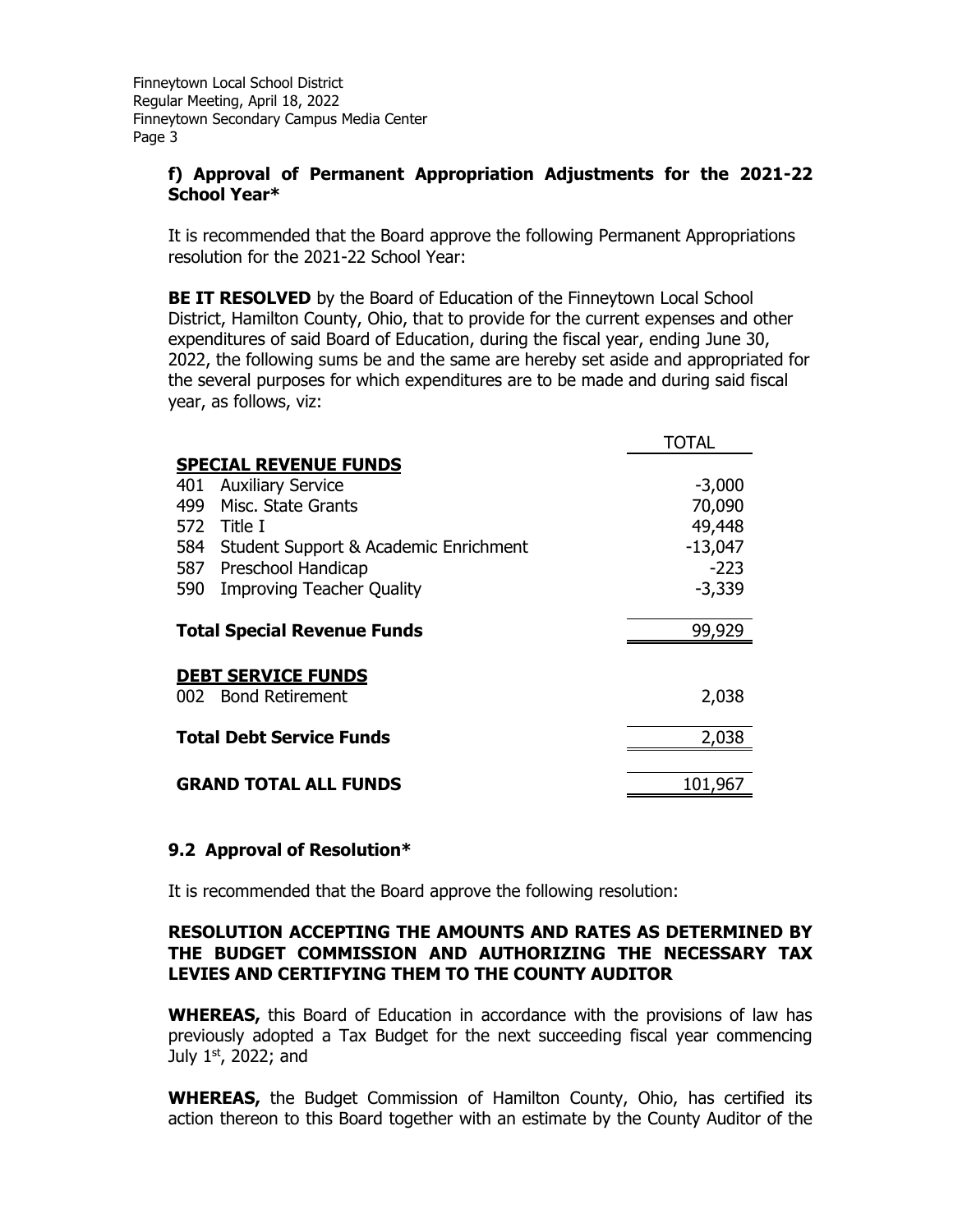### f) Approval of Permanent Appropriation Adjustments for the 2021-22 School Year*

It is recommended that the Board approve the following Permanent Appropriations resolution for the 2021-22 School Year:

**BE IT RESOLVED** by the Board of Education of the Finneytown Local School District, Hamilton County, Ohio, that to provide for the current expenses and other expenditures of said Board of Education, during the fiscal year, ending June 30, 2022, the following sums be and the same are hereby set aside and appropriated for the several purposes for which expenditures are to be made and during said fiscal year, as follows, viz:

| | | TOTAL |
|---|---|---|
| **SPECIAL REVENUE FUNDS** | | |
| 401 | Auxiliary Service | -3,000 |
| 499 | Misc. State Grants | 70,090 |
| 572 | Title I | 49,448 |
| 584 | Student Support & Academic Enrichment | -13,047 |
| 587 | Preschool Handicap | -223 |
| 590 | Improving Teacher Quality | -3,339 |
| **Total Special Revenue Funds** | | 99,929 |
| **DEBT SERVICE FUNDS** | | |
| 002 | Bond Retirement | 2,038 |
| **Total Debt Service Funds** | | 2,038 |
| **GRAND TOTAL ALL FUNDS** | | 101,967 |

## 9.2 Approval of Resolution*

It is recommended that the Board approve the following resolution:

**RESOLUTION ACCEPTING THE AMOUNTS AND RATES AS DETERMINED BY THE BUDGET COMMISSION AND AUTHORIZING THE NECESSARY TAX LEVIES AND CERTIFYING THEM TO THE COUNTY AUDITOR**

**WHEREAS,** this Board of Education in accordance with the provisions of law has previously adopted a Tax Budget for the next succeeding fiscal year commencing July 1st, 2022; and

**WHEREAS,** the Budget Commission of Hamilton County, Ohio, has certified its action thereon to this Board together with an estimate by the County Auditor of the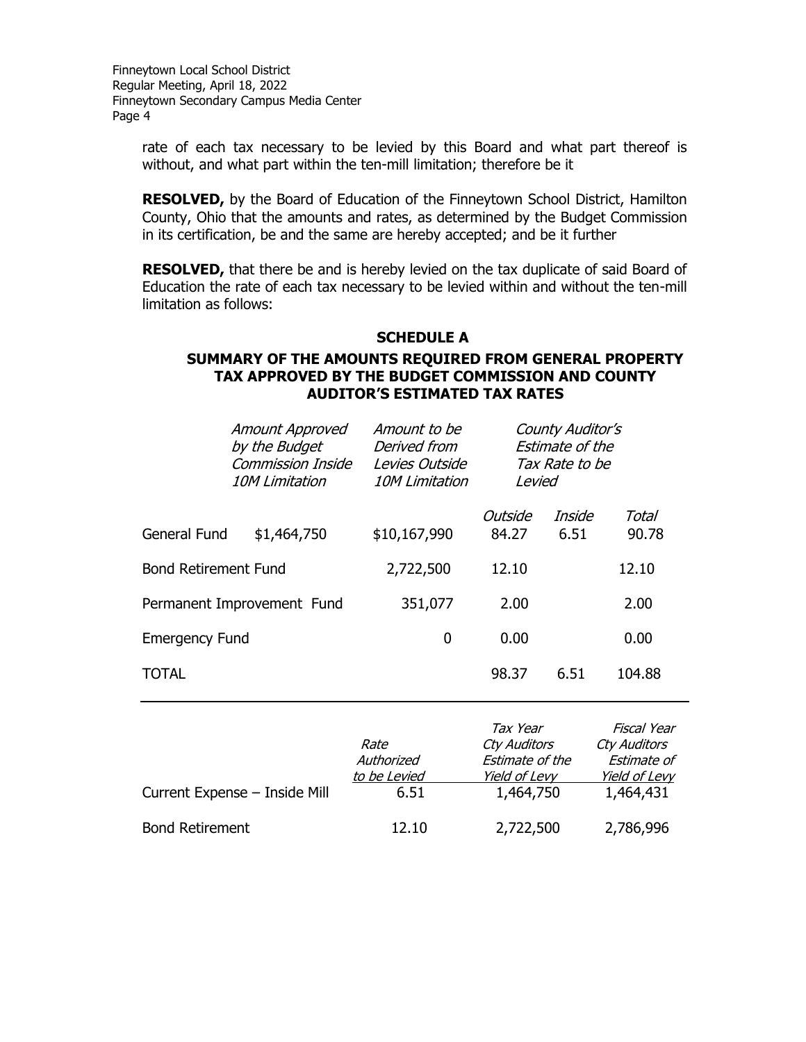rate of each tax necessary to be levied by this Board and what part thereof is without, and what part within the ten-mill limitation; therefore be it

**RESOLVED,** by the Board of Education of the Finneytown School District, Hamilton County, Ohio that the amounts and rates, as determined by the Budget Commission in its certification, be and the same are hereby accepted; and be it further

**RESOLVED,** that there be and is hereby levied on the tax duplicate of said Board of Education the rate of each tax necessary to be levied within and without the ten-mill limitation as follows:

## SCHEDULE A

### SUMMARY OF THE AMOUNTS REQUIRED FROM GENERAL PROPERTY TAX APPROVED BY THE BUDGET COMMISSION AND COUNTY AUDITOR'S ESTIMATED TAX RATES

| | *Amount Approved by the Budget Commission Inside 10M Limitation* | *Amount to be Derived from Levies Outside 10M Limitation* | *County Auditor's Estimate of the Tax Rate to be Levied* | | |
|---|---|---|---|---|---|
| | | | *Outside* | *Inside* | *Total* |
| General Fund | $1,464,750 | $10,167,990 | 84.27 | 6.51 | 90.78 |
| Bond Retirement Fund | | 2,722,500 | 12.10 | | 12.10 |
| Permanent Improvement Fund | | 351,077 | 2.00 | | 2.00 |
| Emergency Fund | | 0 | 0.00 | | 0.00 |
| TOTAL | | | 98.37 | 6.51 | 104.88 |

| | *Rate Authorized to be Levied* | *Tax Year Cty Auditors Estimate of the Yield of Levy* | *Fiscal Year Cty Auditors Estimate of Yield of Levy* |
|---|---|---|---|
| Current Expense – Inside Mill | 6.51 | 1,464,750 | 1,464,431 |
| Bond Retirement | 12.10 | 2,722,500 | 2,786,996 |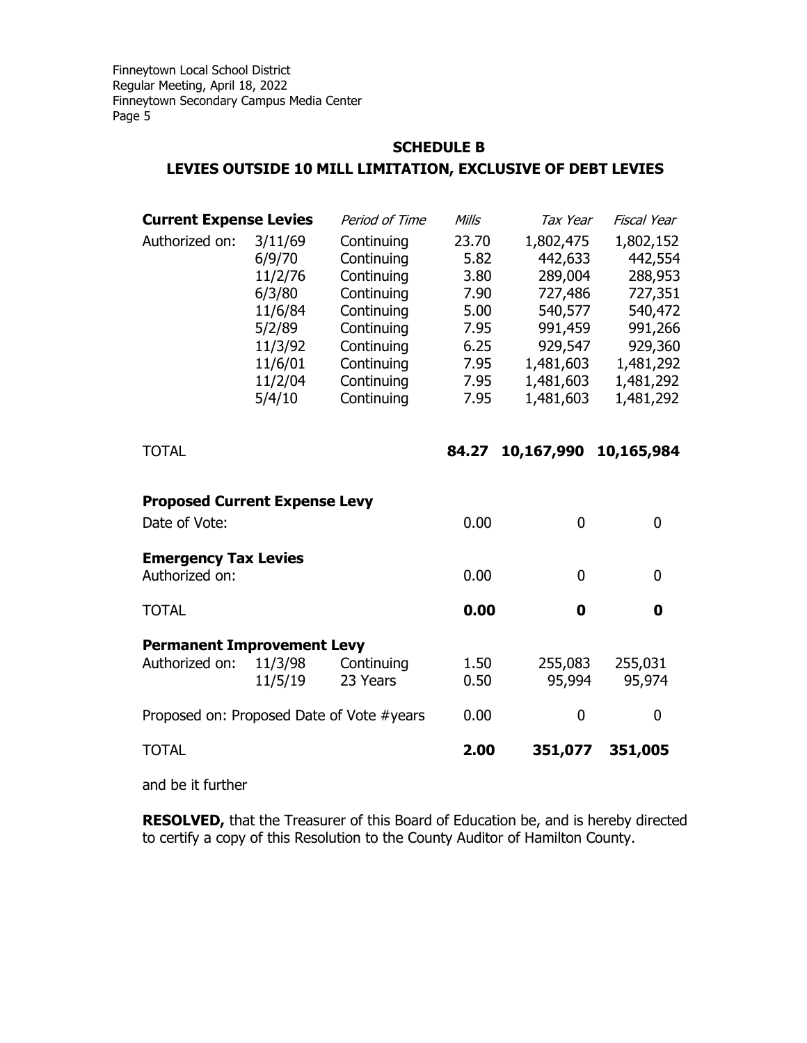## SCHEDULE B

## LEVIES OUTSIDE 10 MILL LIMITATION, EXCLUSIVE OF DEBT LEVIES

| **Current Expense Levies** | | *Period of Time* | *Mills* | *Tax Year* | *Fiscal Year* |
|---|---|---|---|---|---|
| Authorized on: | 3/11/69 | Continuing | 23.70 | 1,802,475 | 1,802,152 |
| | 6/9/70 | Continuing | 5.82 | 442,633 | 442,554 |
| | 11/2/76 | Continuing | 3.80 | 289,004 | 288,953 |
| | 6/3/80 | Continuing | 7.90 | 727,486 | 727,351 |
| | 11/6/84 | Continuing | 5.00 | 540,577 | 540,472 |
| | 5/2/89 | Continuing | 7.95 | 991,459 | 991,266 |
| | 11/3/92 | Continuing | 6.25 | 929,547 | 929,360 |
| | 11/6/01 | Continuing | 7.95 | 1,481,603 | 1,481,292 |
| | 11/2/04 | Continuing | 7.95 | 1,481,603 | 1,481,292 |
| | 5/4/10 | Continuing | 7.95 | 1,481,603 | 1,481,292 |
| TOTAL | | | **84.27** | **10,167,990** | **10,165,984** |
| **Proposed Current Expense Levy** | | | | | |
| Date of Vote: | | | 0.00 | 0 | 0 |
| **Emergency Tax Levies** | | | | | |
| Authorized on: | | | 0.00 | 0 | 0 |
| TOTAL | | | **0.00** | **0** | **0** |
| **Permanent Improvement Levy** | | | | | |
| Authorized on: | 11/3/98 | Continuing | 1.50 | 255,083 | 255,031 |
| | 11/5/19 | 23 Years | 0.50 | 95,994 | 95,974 |
| Proposed on: Proposed Date of Vote #years | | | 0.00 | 0 | 0 |
| TOTAL | | | **2.00** | **351,077** | **351,005** |

and be it further

**RESOLVED,** that the Treasurer of this Board of Education be, and is hereby directed to certify a copy of this Resolution to the County Auditor of Hamilton County.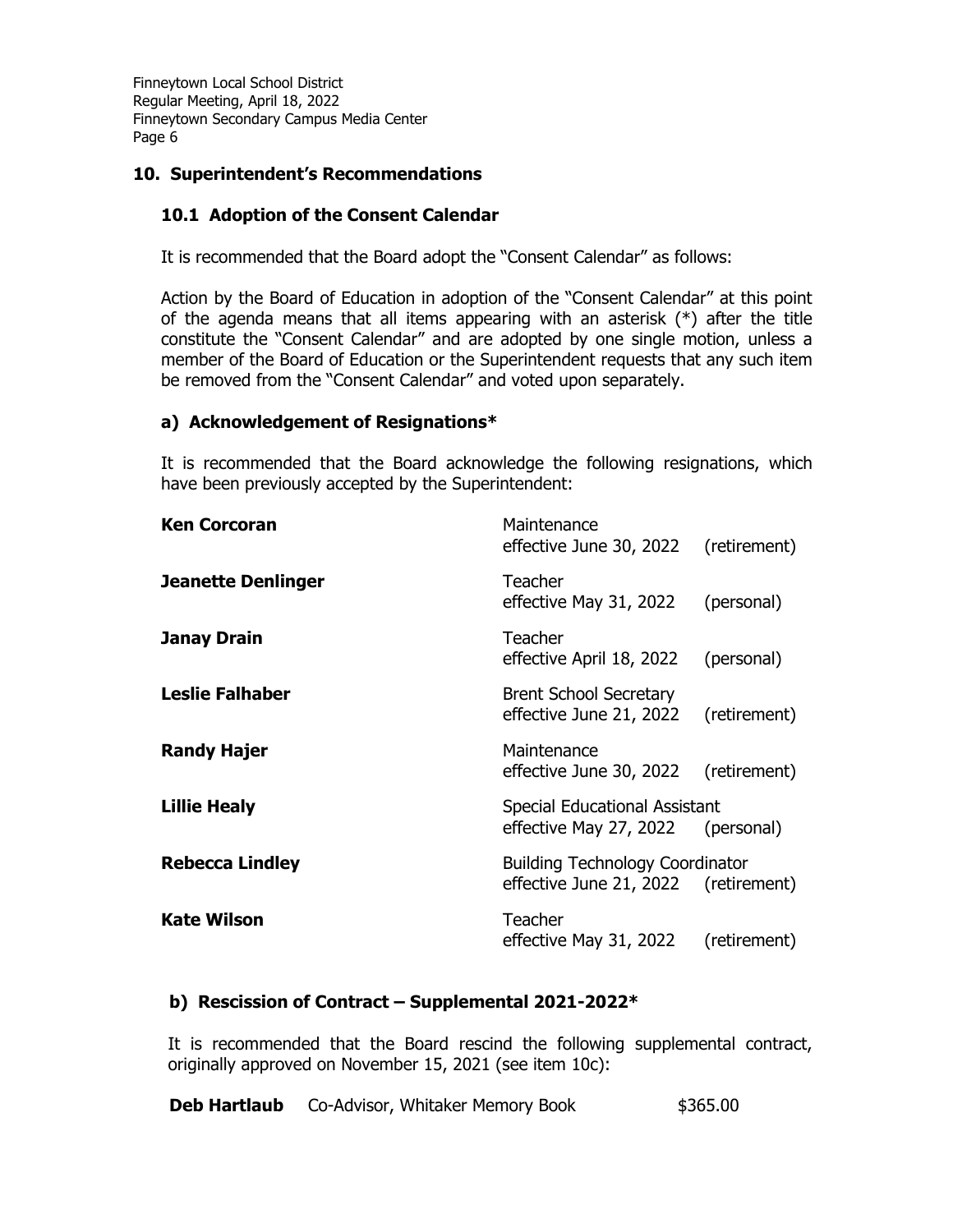## 10. Superintendent's Recommendations

### 10.1 Adoption of the Consent Calendar

It is recommended that the Board adopt the "Consent Calendar" as follows:

Action by the Board of Education in adoption of the "Consent Calendar" at this point of the agenda means that all items appearing with an asterisk (*) after the title constitute the "Consent Calendar" and are adopted by one single motion, unless a member of the Board of Education or the Superintendent requests that any such item be removed from the "Consent Calendar" and voted upon separately.

### a) Acknowledgement of Resignations*

It is recommended that the Board acknowledge the following resignations, which have been previously accepted by the Superintendent:

| | | |
|---|---|---|
| **Ken Corcoran** | Maintenance<br>effective June 30, 2022 | (retirement) |
| **Jeanette Denlinger** | Teacher<br>effective May 31, 2022 | (personal) |
| **Janay Drain** | Teacher<br>effective April 18, 2022 | (personal) |
| **Leslie Falhaber** | Brent School Secretary<br>effective June 21, 2022 | (retirement) |
| **Randy Hajer** | Maintenance<br>effective June 30, 2022 | (retirement) |
| **Lillie Healy** | Special Educational Assistant<br>effective May 27, 2022 | (personal) |
| **Rebecca Lindley** | Building Technology Coordinator<br>effective June 21, 2022 | (retirement) |
| **Kate Wilson** | Teacher<br>effective May 31, 2022 | (retirement) |

### b) Rescission of Contract – Supplemental 2021-2022*

It is recommended that the Board rescind the following supplemental contract, originally approved on November 15, 2021 (see item 10c):

| | | |
|---|---|---|
| **Deb Hartlaub** | Co-Advisor, Whitaker Memory Book | $365.00 |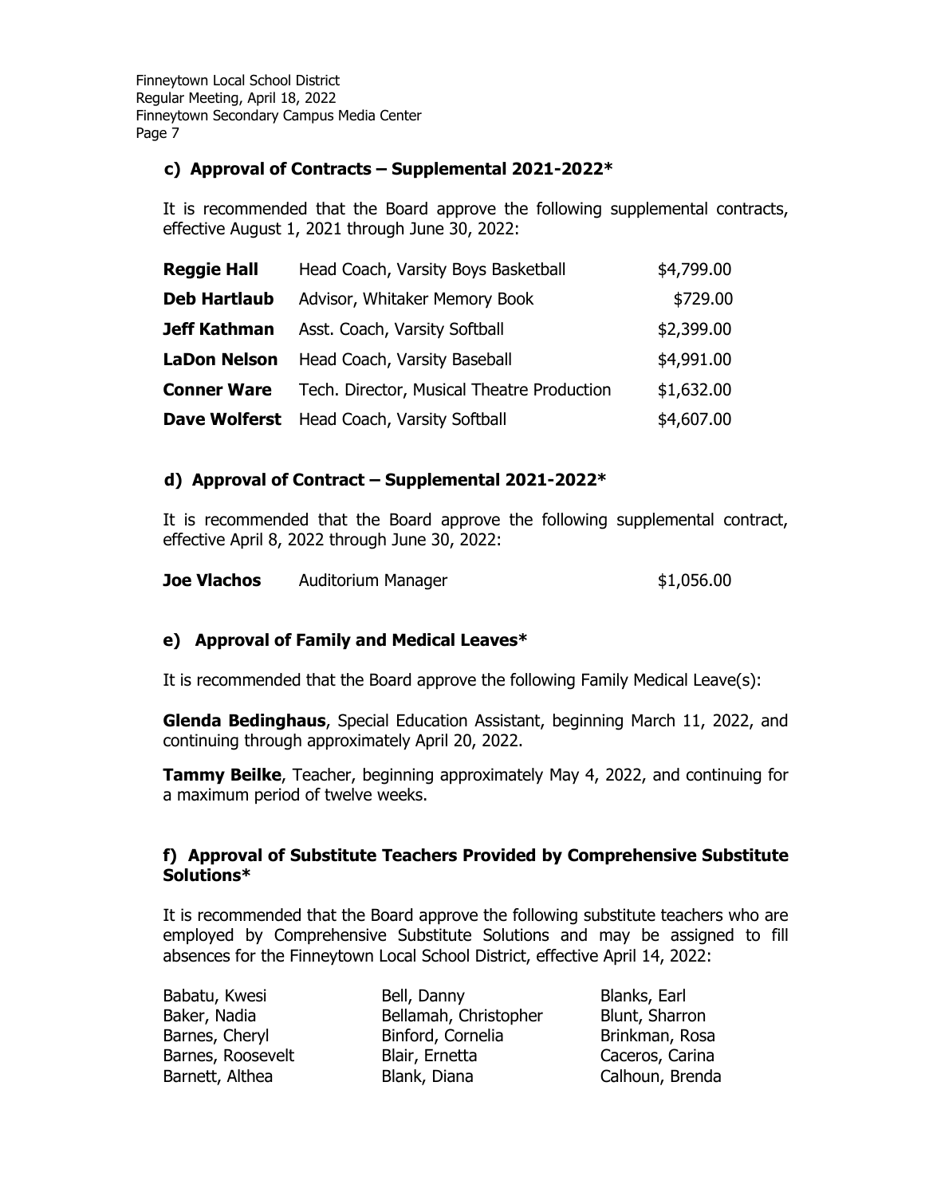### c) Approval of Contracts – Supplemental 2021-2022*

It is recommended that the Board approve the following supplemental contracts, effective August 1, 2021 through June 30, 2022:

| | | |
|---|---|---|
| **Reggie Hall** | Head Coach, Varsity Boys Basketball | $4,799.00 |
| **Deb Hartlaub** | Advisor, Whitaker Memory Book | $729.00 |
| **Jeff Kathman** | Asst. Coach, Varsity Softball | $2,399.00 |
| **LaDon Nelson** | Head Coach, Varsity Baseball | $4,991.00 |
| **Conner Ware** | Tech. Director, Musical Theatre Production | $1,632.00 |
| **Dave Wolferst** | Head Coach, Varsity Softball | $4,607.00 |

### d) Approval of Contract – Supplemental 2021-2022*

It is recommended that the Board approve the following supplemental contract, effective April 8, 2022 through June 30, 2022:

| | | |
|---|---|---|
| **Joe Vlachos** | Auditorium Manager | $1,056.00 |

### e) Approval of Family and Medical Leaves*

It is recommended that the Board approve the following Family Medical Leave(s):

**Glenda Bedinghaus**, Special Education Assistant, beginning March 11, 2022, and continuing through approximately April 20, 2022.

**Tammy Beilke**, Teacher, beginning approximately May 4, 2022, and continuing for a maximum period of twelve weeks.

### f) Approval of Substitute Teachers Provided by Comprehensive Substitute Solutions*

It is recommended that the Board approve the following substitute teachers who are employed by Comprehensive Substitute Solutions and may be assigned to fill absences for the Finneytown Local School District, effective April 14, 2022:

Babatu, Kwesi
Baker, Nadia
Barnes, Cheryl
Barnes, Roosevelt
Barnett, Althea
Bell, Danny
Bellamah, Christopher
Binford, Cornelia
Blair, Ernetta
Blank, Diana
Blanks, Earl
Blunt, Sharron
Brinkman, Rosa
Caceros, Carina
Calhoun, Brenda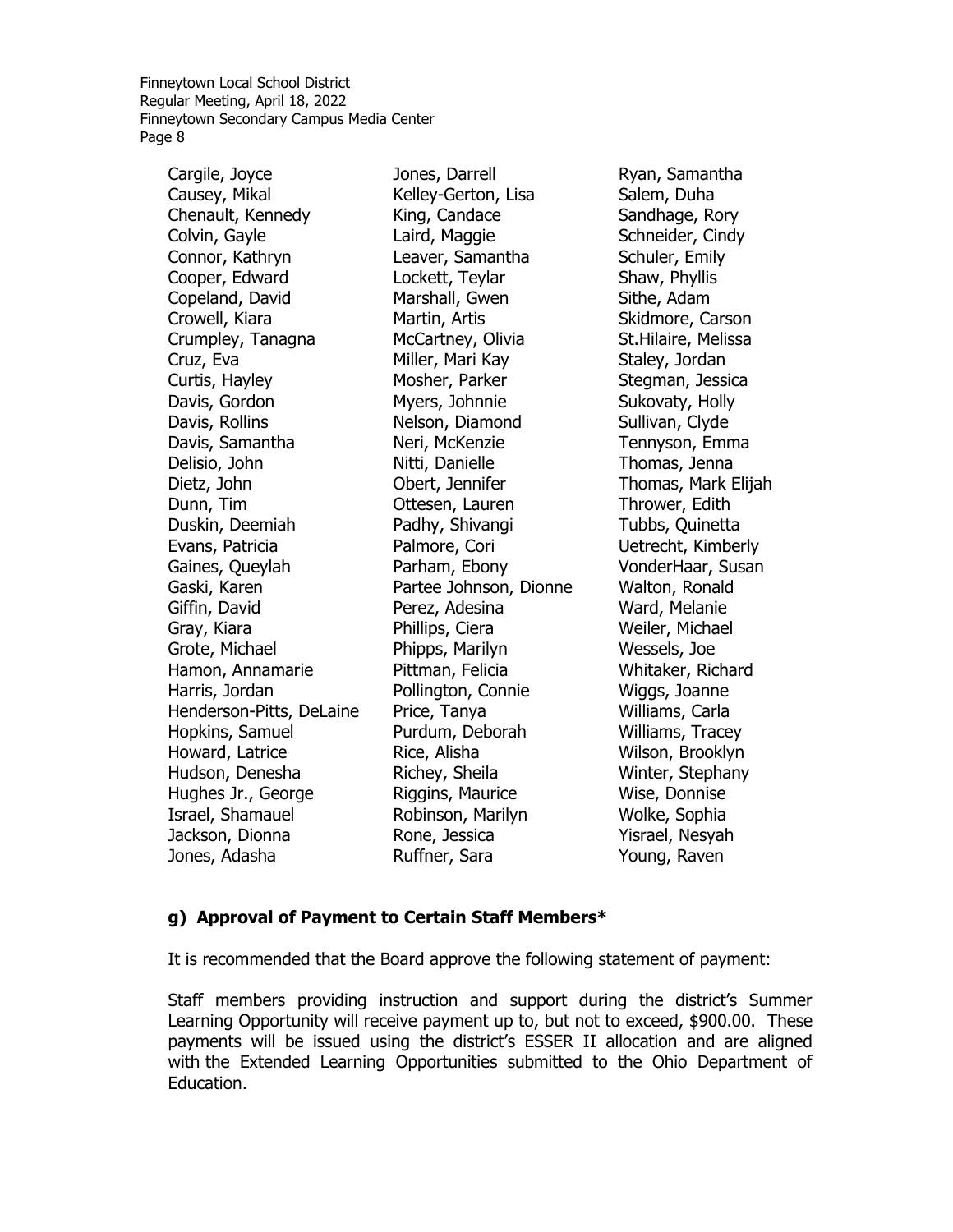Cargile, Joyce
Causey, Mikal
Chenault, Kennedy
Colvin, Gayle
Connor, Kathryn
Cooper, Edward
Copeland, David
Crowell, Kiara
Crumpley, Tanagna
Cruz, Eva
Curtis, Hayley
Davis, Gordon
Davis, Rollins
Davis, Samantha
Delisio, John
Dietz, John
Dunn, Tim
Duskin, Deemiah
Evans, Patricia
Gaines, Queylah
Gaski, Karen
Giffin, David
Gray, Kiara
Grote, Michael
Hamon, Annamarie
Harris, Jordan
Henderson-Pitts, DeLaine
Hopkins, Samuel
Howard, Latrice
Hudson, Denesha
Hughes Jr., George
Israel, Shamauel
Jackson, Dionna
Jones, Adasha
Jones, Darrell
Kelley-Gerton, Lisa
King, Candace
Laird, Maggie
Leaver, Samantha
Lockett, Teylar
Marshall, Gwen
Martin, Artis
McCartney, Olivia
Miller, Mari Kay
Mosher, Parker
Myers, Johnnie
Nelson, Diamond
Neri, McKenzie
Nitti, Danielle
Obert, Jennifer
Ottesen, Lauren
Padhy, Shivangi
Palmore, Cori
Parham, Ebony
Partee Johnson, Dionne
Perez, Adesina
Phillips, Ciera
Phipps, Marilyn
Pittman, Felicia
Pollington, Connie
Price, Tanya
Purdum, Deborah
Rice, Alisha
Richey, Sheila
Riggins, Maurice
Robinson, Marilyn
Rone, Jessica
Ruffner, Sara
Ryan, Samantha
Salem, Duha
Sandhage, Rory
Schneider, Cindy
Schuler, Emily
Shaw, Phyllis
Sithe, Adam
Skidmore, Carson
St.Hilaire, Melissa
Staley, Jordan
Stegman, Jessica
Sukovaty, Holly
Sullivan, Clyde
Tennyson, Emma
Thomas, Jenna
Thomas, Mark Elijah
Thrower, Edith
Tubbs, Quinetta
Uetrecht, Kimberly
VonderHaar, Susan
Walton, Ronald
Ward, Melanie
Weiler, Michael
Wessels, Joe
Whitaker, Richard
Wiggs, Joanne
Williams, Carla
Williams, Tracey
Wilson, Brooklyn
Winter, Stephany
Wise, Donnise
Wolke, Sophia
Yisrael, Nesyah
Young, Raven

### g) Approval of Payment to Certain Staff Members*

It is recommended that the Board approve the following statement of payment:

Staff members providing instruction and support during the district's Summer Learning Opportunity will receive payment up to, but not to exceed, $900.00. These payments will be issued using the district's ESSER II allocation and are aligned with the Extended Learning Opportunities submitted to the Ohio Department of Education.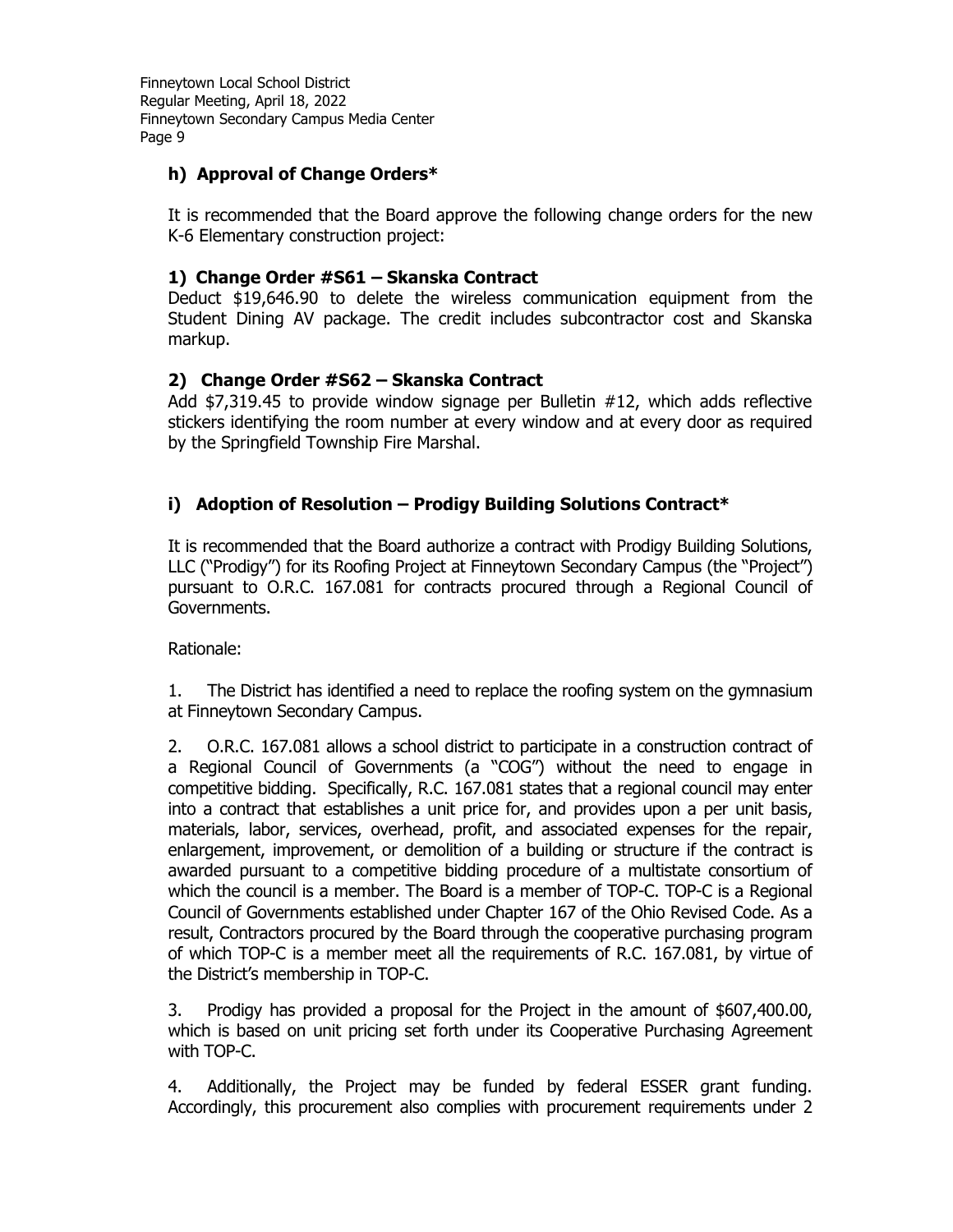### h) Approval of Change Orders*

It is recommended that the Board approve the following change orders for the new K-6 Elementary construction project:

#### 1) Change Order #S61 – Skanska Contract

Deduct $19,646.90 to delete the wireless communication equipment from the Student Dining AV package. The credit includes subcontractor cost and Skanska markup.

#### 2) Change Order #S62 – Skanska Contract

Add $7,319.45 to provide window signage per Bulletin #12, which adds reflective stickers identifying the room number at every window and at every door as required by the Springfield Township Fire Marshal.

### i) Adoption of Resolution – Prodigy Building Solutions Contract*

It is recommended that the Board authorize a contract with Prodigy Building Solutions, LLC ("Prodigy") for its Roofing Project at Finneytown Secondary Campus (the "Project") pursuant to O.R.C. 167.081 for contracts procured through a Regional Council of Governments.

Rationale:

1. The District has identified a need to replace the roofing system on the gymnasium at Finneytown Secondary Campus.

2. O.R.C. 167.081 allows a school district to participate in a construction contract of a Regional Council of Governments (a "COG") without the need to engage in competitive bidding. Specifically, R.C. 167.081 states that a regional council may enter into a contract that establishes a unit price for, and provides upon a per unit basis, materials, labor, services, overhead, profit, and associated expenses for the repair, enlargement, improvement, or demolition of a building or structure if the contract is awarded pursuant to a competitive bidding procedure of a multistate consortium of which the council is a member. The Board is a member of TOP-C. TOP-C is a Regional Council of Governments established under Chapter 167 of the Ohio Revised Code. As a result, Contractors procured by the Board through the cooperative purchasing program of which TOP-C is a member meet all the requirements of R.C. 167.081, by virtue of the District's membership in TOP-C.

3. Prodigy has provided a proposal for the Project in the amount of $607,400.00, which is based on unit pricing set forth under its Cooperative Purchasing Agreement with TOP-C.

4. Additionally, the Project may be funded by federal ESSER grant funding. Accordingly, this procurement also complies with procurement requirements under 2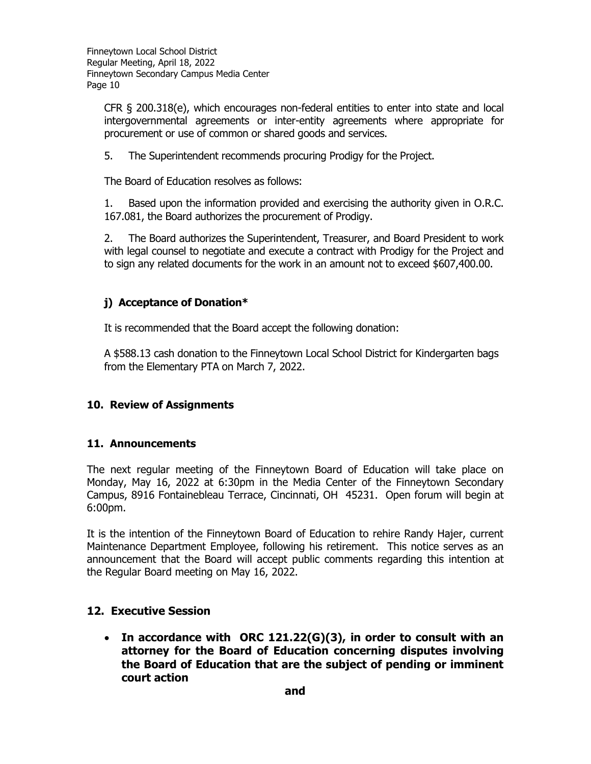CFR § 200.318(e), which encourages non-federal entities to enter into state and local intergovernmental agreements or inter-entity agreements where appropriate for procurement or use of common or shared goods and services.

5. The Superintendent recommends procuring Prodigy for the Project.

The Board of Education resolves as follows:

1. Based upon the information provided and exercising the authority given in O.R.C. 167.081, the Board authorizes the procurement of Prodigy.

2. The Board authorizes the Superintendent, Treasurer, and Board President to work with legal counsel to negotiate and execute a contract with Prodigy for the Project and to sign any related documents for the work in an amount not to exceed $607,400.00.

### j) Acceptance of Donation*

It is recommended that the Board accept the following donation:

A $588.13 cash donation to the Finneytown Local School District for Kindergarten bags from the Elementary PTA on March 7, 2022.

## 10. Review of Assignments

## 11. Announcements

The next regular meeting of the Finneytown Board of Education will take place on Monday, May 16, 2022 at 6:30pm in the Media Center of the Finneytown Secondary Campus, 8916 Fontainebleau Terrace, Cincinnati, OH 45231. Open forum will begin at 6:00pm.

It is the intention of the Finneytown Board of Education to rehire Randy Hajer, current Maintenance Department Employee, following his retirement. This notice serves as an announcement that the Board will accept public comments regarding this intention at the Regular Board meeting on May 16, 2022.

## 12. Executive Session

- **In accordance with ORC 121.22(G)(3), in order to consult with an attorney for the Board of Education concerning disputes involving the Board of Education that are the subject of pending or imminent court action**

**and**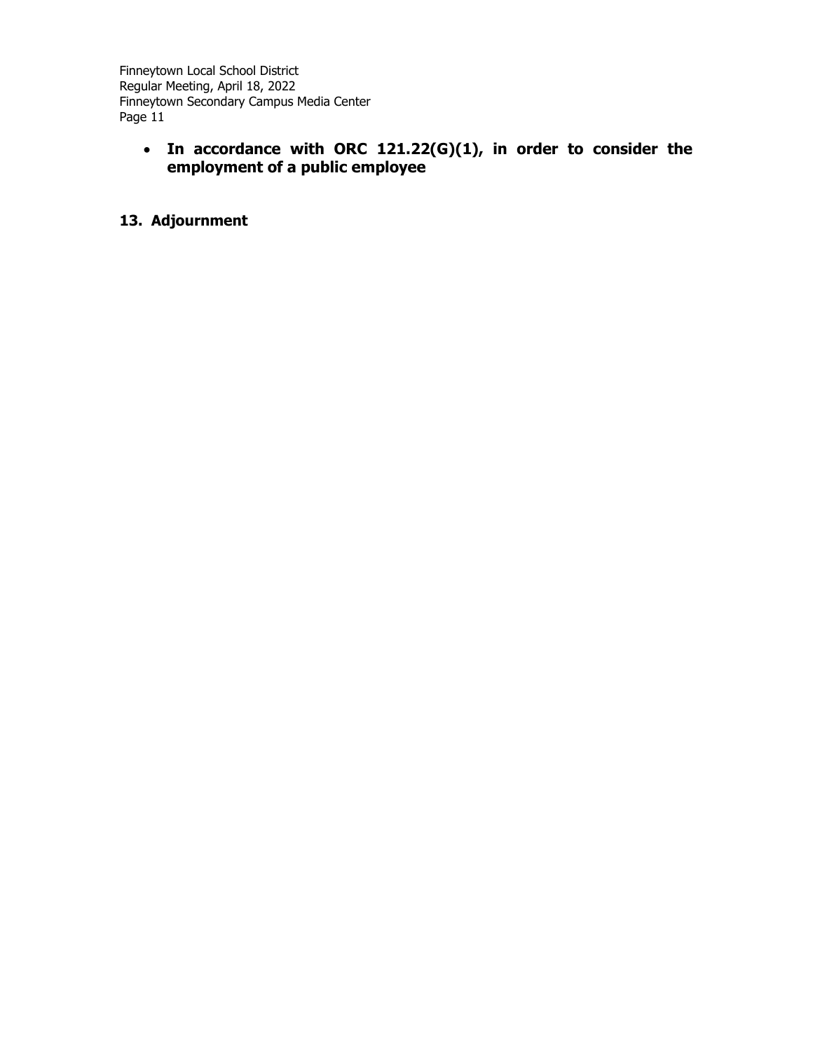- **In accordance with ORC 121.22(G)(1), in order to consider the employment of a public employee**

**13. Adjournment**